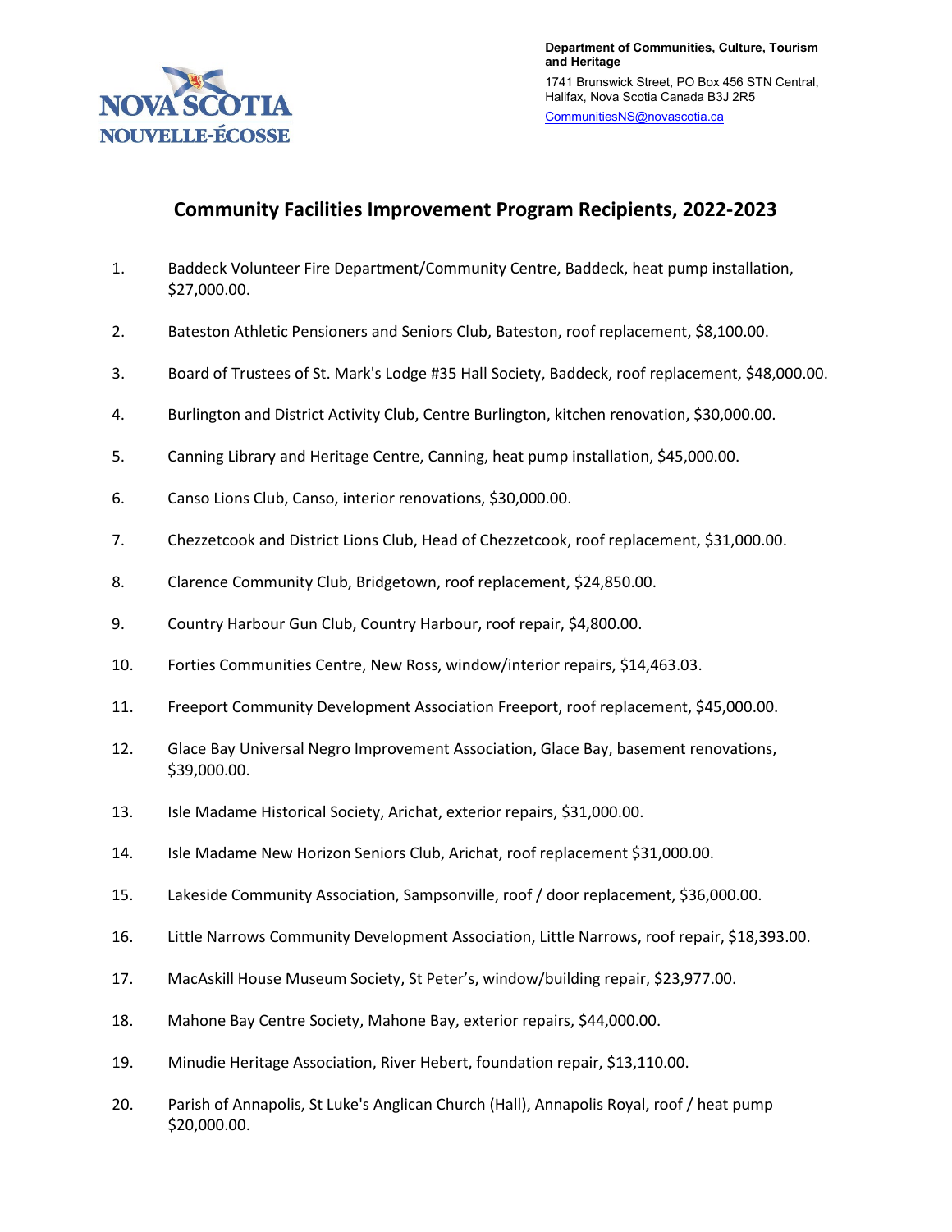Department of Communities, Culture, Tourism and Heritage

1741 Brunswick Street, PO Box 456 STN Central, Halifax, Nova Scotia Canada B3J 2R5

CommunitiesNS@novascotia.ca

# Community Facilities Improvement Program Recipients, 2022-2023

1. Baddeck Volunteer Fire Department/Community Centre, Baddeck, heat pump installation, $27,000.00.
2. Bateston Athletic Pensioners and Seniors Club, Bateston, roof replacement, $8,100.00.
3. Board of Trustees of St. Mark's Lodge #35 Hall Society, Baddeck, roof replacement, $48,000.00.
4. Burlington and District Activity Club, Centre Burlington, kitchen renovation, $30,000.00.
5. Canning Library and Heritage Centre, Canning, heat pump installation, $45,000.00.
6. Canso Lions Club, Canso, interior renovations, $30,000.00.
7. Chezzetcook and District Lions Club, Head of Chezzetcook, roof replacement, $31,000.00.
8. Clarence Community Club, Bridgetown, roof replacement, $24,850.00.
9. Country Harbour Gun Club, Country Harbour, roof repair, $4,800.00.
10. Forties Communities Centre, New Ross, window/interior repairs, $14,463.03.
11. Freeport Community Development Association Freeport, roof replacement, $45,000.00.
12. Glace Bay Universal Negro Improvement Association, Glace Bay, basement renovations, $39,000.00.
13. Isle Madame Historical Society, Arichat, exterior repairs, $31,000.00.
14. Isle Madame New Horizon Seniors Club, Arichat, roof replacement $31,000.00.
15. Lakeside Community Association, Sampsonville, roof / door replacement, $36,000.00.
16. Little Narrows Community Development Association, Little Narrows, roof repair, $18,393.00.
17. MacAskill House Museum Society, St Peter's, window/building repair, $23,977.00.
18. Mahone Bay Centre Society, Mahone Bay, exterior repairs, $44,000.00.
19. Minudie Heritage Association, River Hebert, foundation repair, $13,110.00.
20. Parish of Annapolis, St Luke's Anglican Church (Hall), Annapolis Royal, roof / heat pump $20,000.00.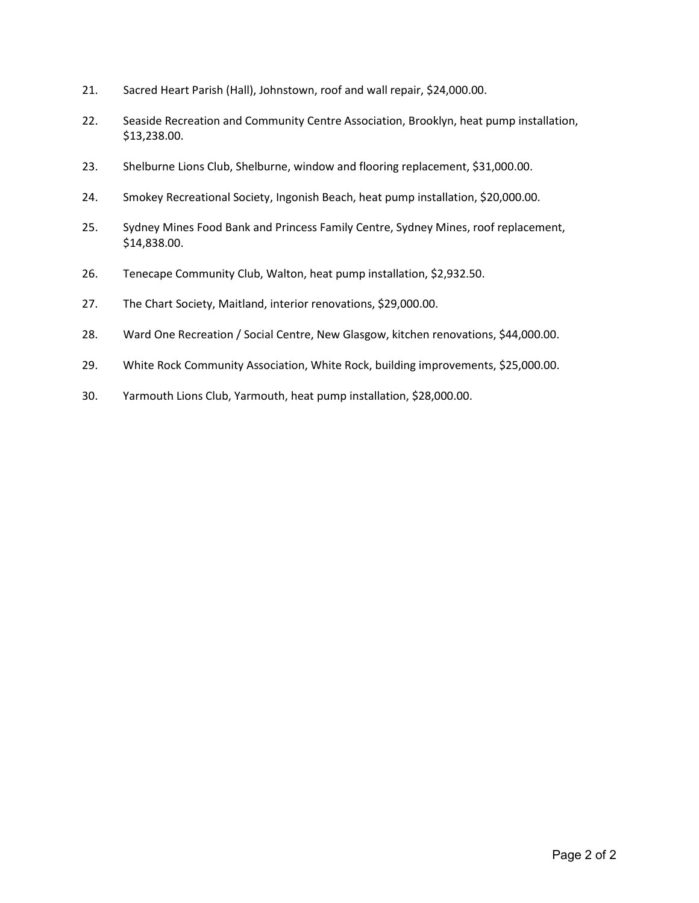21. Sacred Heart Parish (Hall), Johnstown, roof and wall repair, $24,000.00.

22. Seaside Recreation and Community Centre Association, Brooklyn, heat pump installation, $13,238.00.

23. Shelburne Lions Club, Shelburne, window and flooring replacement, $31,000.00.

24. Smokey Recreational Society, Ingonish Beach, heat pump installation, $20,000.00.

25. Sydney Mines Food Bank and Princess Family Centre, Sydney Mines, roof replacement, $14,838.00.

26. Tenecape Community Club, Walton, heat pump installation, $2,932.50.

27. The Chart Society, Maitland, interior renovations, $29,000.00.

28. Ward One Recreation / Social Centre, New Glasgow, kitchen renovations, $44,000.00.

29. White Rock Community Association, White Rock, building improvements, $25,000.00.

30. Yarmouth Lions Club, Yarmouth, heat pump installation, $28,000.00.